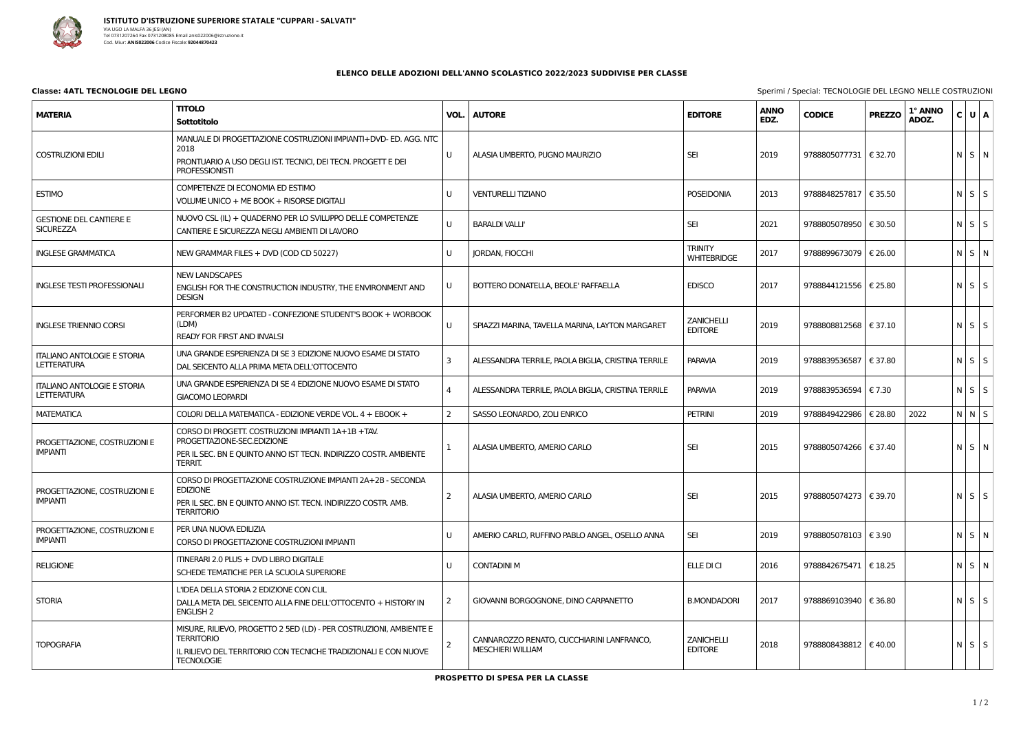**ISTITUTO D'ISTRUZIONE SUPERIORE STATALE "CUPPARI - SALVATI"**
VIA UGO LA MALFA 36 JESI (AN)
Tel 0731207264 Fax 0731208085 Email anis022006@istruzione.it
Cod. Miur: **ANIS022006** Codice Fiscale: **92044870423**

## ELENCO DELLE ADOZIONI DELL'ANNO SCOLASTICO 2022/2023 SUDDIVISE PER CLASSE

**Classe: 4ATL TECNOLOGIE DEL LEGNO**

Sperimi / Special: TECNOLOGIE DEL LEGNO NELLE COSTRUZIONI

| MATERIA | TITOLO<br>Sottotitolo | VOL. | AUTORE | EDITORE | ANNO EDZ. | CODICE | PREZZO | 1° ANNO ADOZ. | C | U | A |
|---|---|---|---|---|---|---|---|---|---|---|---|
| COSTRUZIONI EDILI | MANUALE DI PROGETTAZIONE COSTRUZIONI IMPIANTI+DVD- ED. AGG. NTC 2018<br>PRONTUARIO A USO DEGLI IST. TECNICI, DEI TECN. PROGETT E DEI PROFESSIONISTI | U | ALASIA UMBERTO, PUGNO MAURIZIO | SEI | 2019 | 9788805077731 | € 32.70 | | N | S | N |
| ESTIMO | COMPETENZE DI ECONOMIA ED ESTIMO<br>VOLUME UNICO + ME BOOK + RISORSE DIGITALI | U | VENTURELLI TIZIANO | POSEIDONIA | 2013 | 9788848257817 | € 35.50 | | N | S | S |
| GESTIONE DEL CANTIERE E SICUREZZA | NUOVO CSL (IL) + QUADERNO PER LO SVILUPPO DELLE COMPETENZE<br>CANTIERE E SICUREZZA NEGLI AMBIENTI DI LAVORO | U | BARALDI VALLI' | SEI | 2021 | 9788805078950 | € 30.50 | | N | S | S |
| INGLESE GRAMMATICA | NEW GRAMMAR FILES + DVD (COD CD 50227) | U | JORDAN, FIOCCHI | TRINITY WHITEBRIDGE | 2017 | 9788899673079 | € 26.00 | | N | S | N |
| INGLESE TESTI PROFESSIONALI | NEW LANDSCAPES<br>ENGLISH FOR THE CONSTRUCTION INDUSTRY, THE ENVIRONMENT AND DESIGN | U | BOTTERO DONATELLA, BEOLE' RAFFAELLA | EDISCO | 2017 | 9788844121556 | € 25.80 | | N | S | S |
| INGLESE TRIENNIO CORSI | PERFORMER B2 UPDATED - CONFEZIONE STUDENT'S BOOK + WORBOOK (LDM)<br>READY FOR FIRST AND INVALSI | U | SPIAZZI MARINA, TAVELLA MARINA, LAYTON MARGARET | ZANICHELLI EDITORE | 2019 | 9788808812568 | € 37.10 | | N | S | S |
| ITALIANO ANTOLOGIE E STORIA LETTERATURA | UNA GRANDE ESPERIENZA DI SE 3 EDIZIONE NUOVO ESAME DI STATO<br>DAL SEICENTO ALLA PRIMA META DELL'OTTOCENTO | 3 | ALESSANDRA TERRILE, PAOLA BIGLIA, CRISTINA TERRILE | PARAVIA | 2019 | 9788839536587 | € 37.80 | | N | S | S |
| ITALIANO ANTOLOGIE E STORIA LETTERATURA | UNA GRANDE ESPERIENZA DI SE 4 EDIZIONE NUOVO ESAME DI STATO<br>GIACOMO LEOPARDI | 4 | ALESSANDRA TERRILE, PAOLA BIGLIA, CRISTINA TERRILE | PARAVIA | 2019 | 9788839536594 | € 7.30 | | N | S | S |
| MATEMATICA | COLORI DELLA MATEMATICA - EDIZIONE VERDE VOL. 4 + EBOOK + | 2 | SASSO LEONARDO, ZOLI ENRICO | PETRINI | 2019 | 9788849422986 | € 28.80 | 2022 | N | N | S |
| PROGETTAZIONE, COSTRUZIONI E IMPIANTI | CORSO DI PROGETT. COSTRUZIONI IMPIANTI 1A+1B +TAV. PROGETTAZIONE-SEC.EDIZIONE<br>PER IL SEC. BN E QUINTO ANNO IST TECN. INDIRIZZO COSTR. AMBIENTE TERRIT. | 1 | ALASIA UMBERTO, AMERIO CARLO | SEI | 2015 | 9788805074266 | € 37.40 | | N | S | N |
| PROGETTAZIONE, COSTRUZIONI E IMPIANTI | CORSO DI PROGETTAZIONE COSTRUZIONE IMPIANTI 2A+2B - SECONDA EDIZIONE<br>PER IL SEC. BN E QUINTO ANNO IST. TECN. INDIRIZZO COSTR. AMB. TERRITORIO | 2 | ALASIA UMBERTO, AMERIO CARLO | SEI | 2015 | 9788805074273 | € 39.70 | | N | S | S |
| PROGETTAZIONE, COSTRUZIONI E IMPIANTI | PER UNA NUOVA EDILIZIA<br>CORSO DI PROGETTAZIONE COSTRUZIONI IMPIANTI | U | AMERIO CARLO, RUFFINO PABLO ANGEL, OSELLO ANNA | SEI | 2019 | 9788805078103 | € 3.90 | | N | S | N |
| RELIGIONE | ITINERARI 2.0 PLUS + DVD LIBRO DIGITALE<br>SCHEDE TEMATICHE PER LA SCUOLA SUPERIORE | U | CONTADINI M | ELLE DI CI | 2016 | 9788842675471 | € 18.25 | | N | S | N |
| STORIA | L'IDEA DELLA STORIA 2 EDIZIONE CON CLIL<br>DALLA META DEL SEICENTO ALLA FINE DELL'OTTOCENTO + HISTORY IN ENGLISH 2 | 2 | GIOVANNI BORGOGNONE, DINO CARPANETTO | B.MONDADORI | 2017 | 9788869103940 | € 36.80 | | N | S | S |
| TOPOGRAFIA | MISURE, RILIEVO, PROGETTO 2 5ED (LD) - PER COSTRUZIONI, AMBIENTE E TERRITORIO<br>IL RILIEVO DEL TERRITORIO CON TECNICHE TRADIZIONALI E CON NUOVE TECNOLOGIE | 2 | CANNAROZZO RENATO, CUCCHIARINI LANFRANCO, MESCHIERI WILLIAM | ZANICHELLI EDITORE | 2018 | 9788808438812 | € 40.00 | | N | S | S |

**PROSPETTO DI SPESA PER LA CLASSE**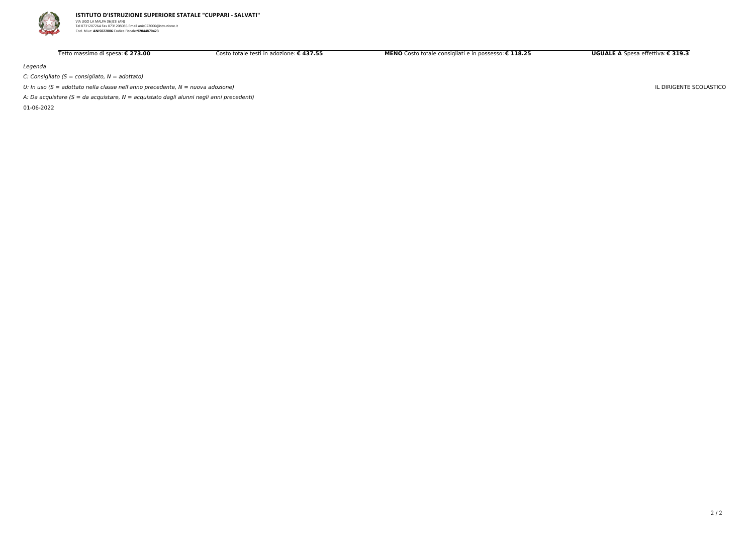**ISTITUTO D'ISTRUZIONE SUPERIORE STATALE "CUPPARI - SALVATI"**
VIA UGO LA MALFA 36 JESI (AN)
Tel 0731207264 Fax 0731208085 Email anis022006@istruzione.it
Cod. Miur: **ANIS022006** Codice Fiscale: **92044870423**

| | | | |
|---|---|---|---|
| Tetto massimo di spesa: **€ 273.00** | Costo totale testi in adozione: **€ 437.55** | **MENO** Costo totale consigliati e in possesso: **€ 118.25** | **UGUALE A** Spesa effettiva: **€ 319.3** |

*Legenda*

*C: Consigliato (S = consigliato, N = adottato)*

*U: In uso (S = adottato nella classe nell'anno precedente, N = nuova adozione)*

*A: Da acquistare (S = da acquistare, N = acquistato dagli alunni negli anni precedenti)*

01-06-2022

IL DIRIGENTE SCOLASTICO